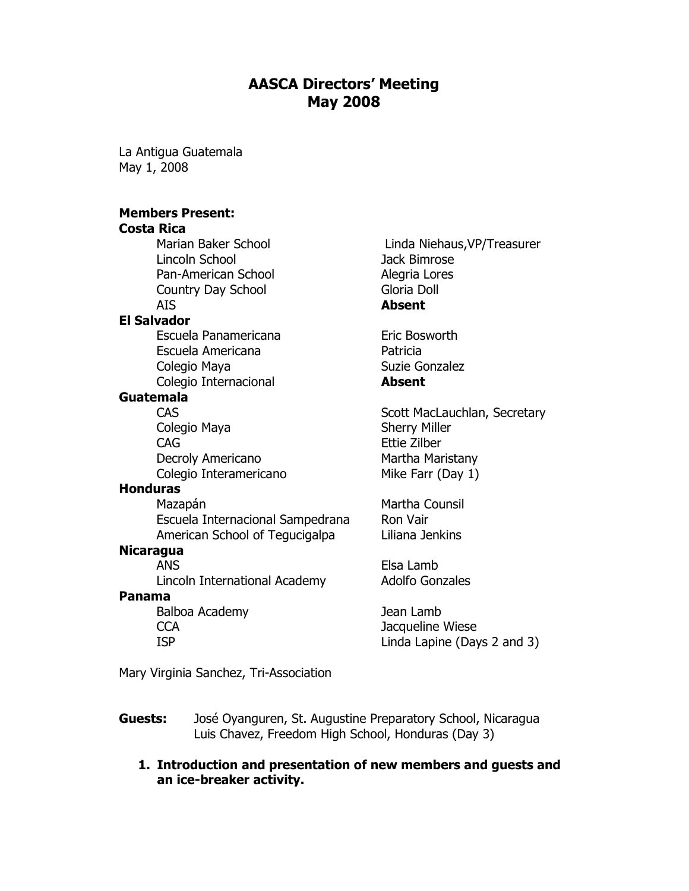# AASCA Directors' Meeting
## May 2008

La Antigua Guatemala
May 1, 2008

**Members Present:**

| School | Director |
|---|---|
| **Costa Rica** | |
| Marian Baker School | Linda Niehaus,VP/Treasurer |
| Lincoln School | Jack Bimrose |
| Pan-American School | Alegria Lores |
| Country Day School | Gloria Doll |
| AIS | **Absent** |
| **El Salvador** | |
| Escuela Panamericana | Eric Bosworth |
| Escuela Americana | Patricia |
| Colegio Maya | Suzie Gonzalez |
| Colegio Internacional | **Absent** |
| **Guatemala** | |
| CAS | Scott MacLauchlan, Secretary |
| Colegio Maya | Sherry Miller |
| CAG | Ettie Zilber |
| Decroly Americano | Martha Maristany |
| Colegio Interamericano | Mike Farr (Day 1) |
| **Honduras** | |
| Mazapán | Martha Counsil |
| Escuela Internacional Sampedrana | Ron Vair |
| American School of Tegucigalpa | Liliana Jenkins |
| **Nicaragua** | |
| ANS | Elsa Lamb |
| Lincoln International Academy | Adolfo Gonzales |
| **Panama** | |
| Balboa Academy | Jean Lamb |
| CCA | Jacqueline Wiese |
| ISP | Linda Lapine (Days 2 and 3) |

Mary Virginia Sanchez, Tri-Association

**Guests:** José Oyanguren, St. Augustine Preparatory School, Nicaragua
Luis Chavez, Freedom High School, Honduras (Day 3)

1. **Introduction and presentation of new members and guests and an ice-breaker activity.**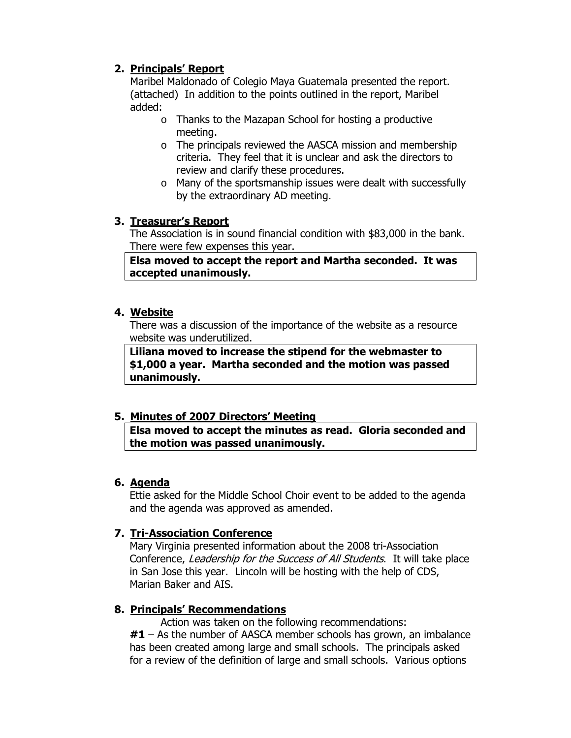2. **Principals' Report**

   Maribel Maldonado of Colegio Maya Guatemala presented the report. (attached) In addition to the points outlined in the report, Maribel added:

   - Thanks to the Mazapan School for hosting a productive meeting.
   - The principals reviewed the AASCA mission and membership criteria. They feel that it is unclear and ask the directors to review and clarify these procedures.
   - Many of the sportsmanship issues were dealt with successfully by the extraordinary AD meeting.

3. **Treasurer's Report**

   The Association is in sound financial condition with $83,000 in the bank. There were few expenses this year.

   **Elsa moved to accept the report and Martha seconded. It was accepted unanimously.**

4. **Website**

   There was a discussion of the importance of the website as a resource website was underutilized.

   **Liliana moved to increase the stipend for the webmaster to $1,000 a year. Martha seconded and the motion was passed unanimously.**

5. **Minutes of 2007 Directors' Meeting**

   **Elsa moved to accept the minutes as read. Gloria seconded and the motion was passed unanimously.**

6. **Agenda**

   Ettie asked for the Middle School Choir event to be added to the agenda and the agenda was approved as amended.

7. **Tri-Association Conference**

   Mary Virginia presented information about the 2008 tri-Association Conference, *Leadership for the Success of All Students*. It will take place in San Jose this year. Lincoln will be hosting with the help of CDS, Marian Baker and AIS.

8. **Principals' Recommendations**

   Action was taken on the following recommendations:

   **#1** – As the number of AASCA member schools has grown, an imbalance has been created among large and small schools. The principals asked for a review of the definition of large and small schools. Various options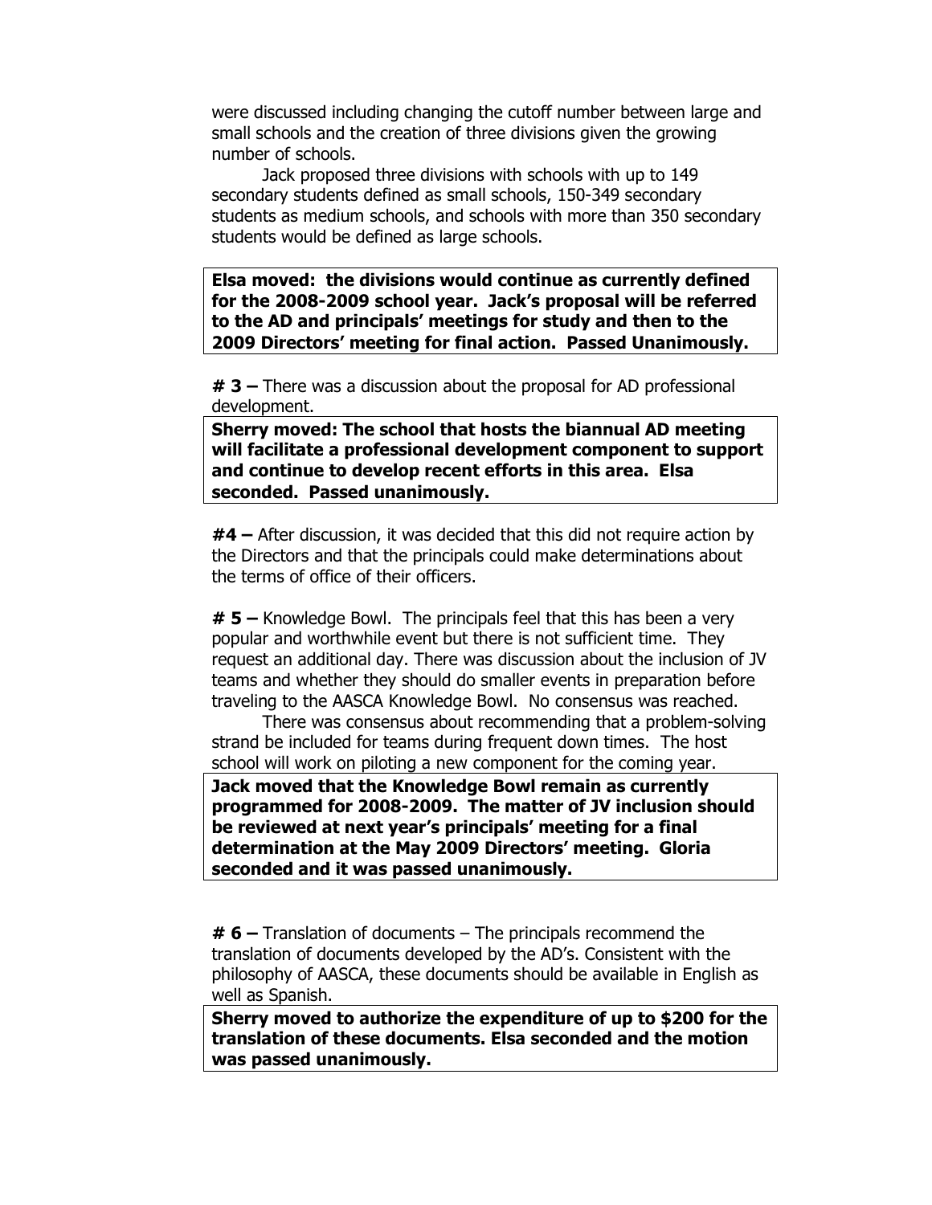were discussed including changing the cutoff number between large and small schools and the creation of three divisions given the growing number of schools.

Jack proposed three divisions with schools with up to 149 secondary students defined as small schools, 150-349 secondary students as medium schools, and schools with more than 350 secondary students would be defined as large schools.

**Elsa moved: the divisions would continue as currently defined for the 2008-2009 school year. Jack's proposal will be referred to the AD and principals' meetings for study and then to the 2009 Directors' meeting for final action. Passed Unanimously.**

**# 3 –** There was a discussion about the proposal for AD professional development.

**Sherry moved: The school that hosts the biannual AD meeting will facilitate a professional development component to support and continue to develop recent efforts in this area. Elsa seconded. Passed unanimously.**

**#4 –** After discussion, it was decided that this did not require action by the Directors and that the principals could make determinations about the terms of office of their officers.

**# 5 –** Knowledge Bowl. The principals feel that this has been a very popular and worthwhile event but there is not sufficient time. They request an additional day. There was discussion about the inclusion of JV teams and whether they should do smaller events in preparation before traveling to the AASCA Knowledge Bowl. No consensus was reached.

There was consensus about recommending that a problem-solving strand be included for teams during frequent down times. The host school will work on piloting a new component for the coming year.

**Jack moved that the Knowledge Bowl remain as currently programmed for 2008-2009. The matter of JV inclusion should be reviewed at next year's principals' meeting for a final determination at the May 2009 Directors' meeting. Gloria seconded and it was passed unanimously.**

**# 6 –** Translation of documents – The principals recommend the translation of documents developed by the AD's. Consistent with the philosophy of AASCA, these documents should be available in English as well as Spanish.

**Sherry moved to authorize the expenditure of up to $200 for the translation of these documents. Elsa seconded and the motion was passed unanimously.**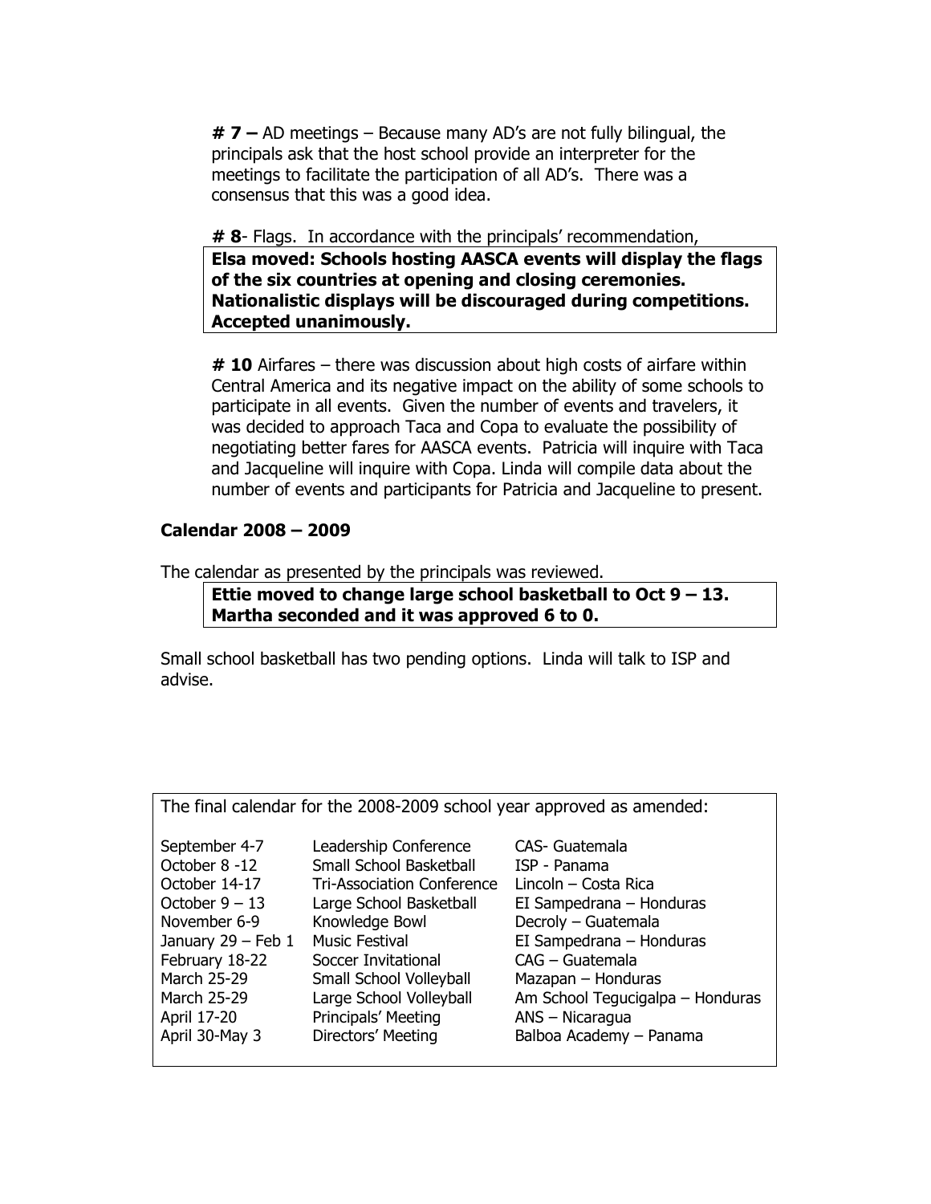**# 7 –** AD meetings – Because many AD's are not fully bilingual, the principals ask that the host school provide an interpreter for the meetings to facilitate the participation of all AD's. There was a consensus that this was a good idea.

**# 8**- Flags. In accordance with the principals' recommendation,

**Elsa moved: Schools hosting AASCA events will display the flags of the six countries at opening and closing ceremonies. Nationalistic displays will be discouraged during competitions. Accepted unanimously.**

**# 10** Airfares – there was discussion about high costs of airfare within Central America and its negative impact on the ability of some schools to participate in all events. Given the number of events and travelers, it was decided to approach Taca and Copa to evaluate the possibility of negotiating better fares for AASCA events. Patricia will inquire with Taca and Jacqueline will inquire with Copa. Linda will compile data about the number of events and participants for Patricia and Jacqueline to present.

### Calendar 2008 – 2009

The calendar as presented by the principals was reviewed.

**Ettie moved to change large school basketball to Oct 9 – 13. Martha seconded and it was approved 6 to 0.**

Small school basketball has two pending options. Linda will talk to ISP and advise.

The final calendar for the 2008-2009 school year approved as amended:

| | | |
|---|---|---|
| September 4-7 | Leadership Conference | CAS- Guatemala |
| October 8 -12 | Small School Basketball | ISP - Panama |
| October 14-17 | Tri-Association Conference | Lincoln – Costa Rica |
| October 9 – 13 | Large School Basketball | EI Sampedrana – Honduras |
| November 6-9 | Knowledge Bowl | Decroly – Guatemala |
| January 29 – Feb 1 | Music Festival | EI Sampedrana – Honduras |
| February 18-22 | Soccer Invitational | CAG – Guatemala |
| March 25-29 | Small School Volleyball | Mazapan – Honduras |
| March 25-29 | Large School Volleyball | Am School Tegucigalpa – Honduras |
| April 17-20 | Principals' Meeting | ANS – Nicaragua |
| April 30-May 3 | Directors' Meeting | Balboa Academy – Panama |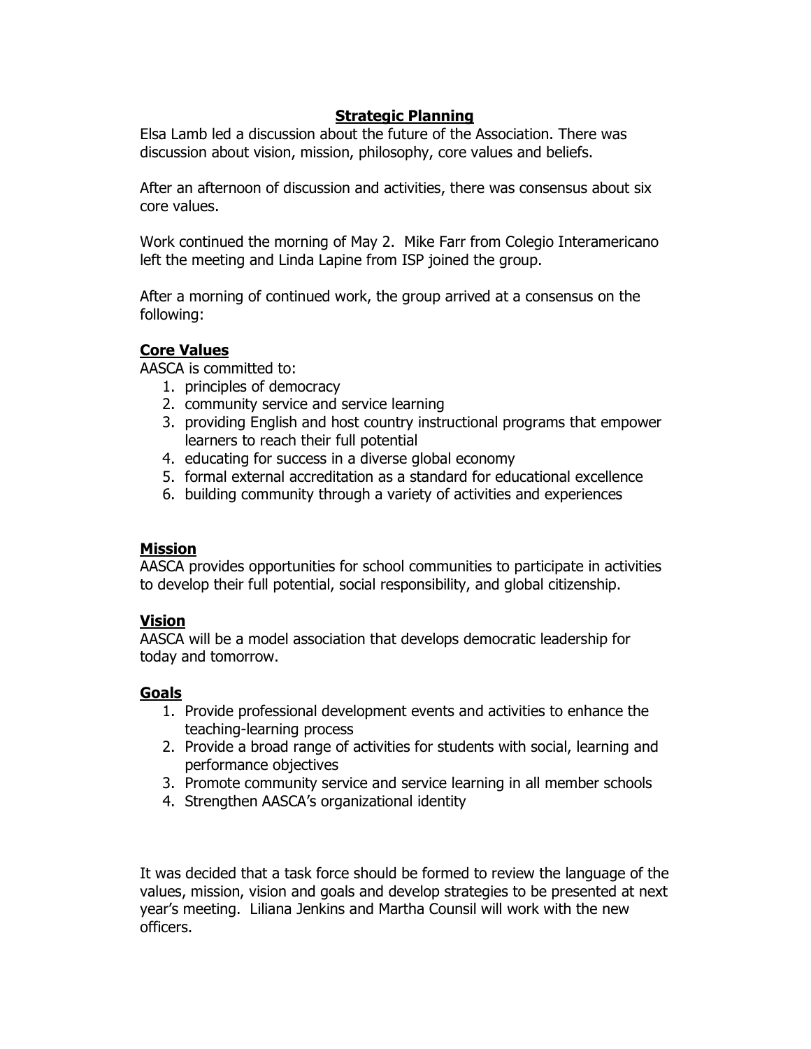## Strategic Planning

Elsa Lamb led a discussion about the future of the Association. There was discussion about vision, mission, philosophy, core values and beliefs.

After an afternoon of discussion and activities, there was consensus about six core values.

Work continued the morning of May 2. Mike Farr from Colegio Interamericano left the meeting and Linda Lapine from ISP joined the group.

After a morning of continued work, the group arrived at a consensus on the following:

### Core Values

AASCA is committed to:

1. principles of democracy
2. community service and service learning
3. providing English and host country instructional programs that empower learners to reach their full potential
4. educating for success in a diverse global economy
5. formal external accreditation as a standard for educational excellence
6. building community through a variety of activities and experiences

### Mission

AASCA provides opportunities for school communities to participate in activities to develop their full potential, social responsibility, and global citizenship.

### Vision

AASCA will be a model association that develops democratic leadership for today and tomorrow.

### Goals

1. Provide professional development events and activities to enhance the teaching-learning process
2. Provide a broad range of activities for students with social, learning and performance objectives
3. Promote community service and service learning in all member schools
4. Strengthen AASCA's organizational identity

It was decided that a task force should be formed to review the language of the values, mission, vision and goals and develop strategies to be presented at next year's meeting. Liliana Jenkins and Martha Counsil will work with the new officers.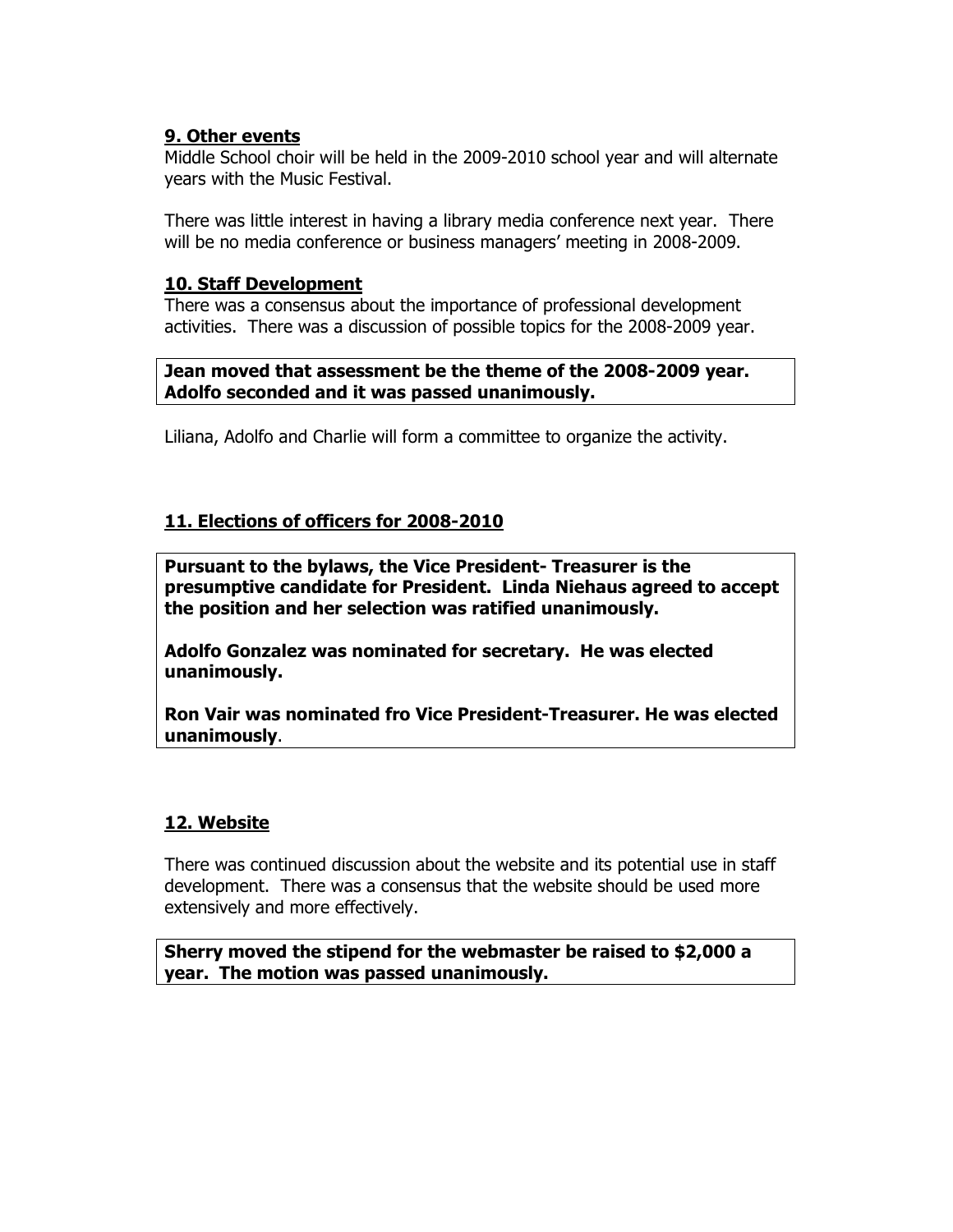## 9. Other events

Middle School choir will be held in the 2009-2010 school year and will alternate years with the Music Festival.

There was little interest in having a library media conference next year. There will be no media conference or business managers' meeting in 2008-2009.

## 10. Staff Development

There was a consensus about the importance of professional development activities. There was a discussion of possible topics for the 2008-2009 year.

**Jean moved that assessment be the theme of the 2008-2009 year. Adolfo seconded and it was passed unanimously.**

Liliana, Adolfo and Charlie will form a committee to organize the activity.

## 11. Elections of officers for 2008-2010

**Pursuant to the bylaws, the Vice President- Treasurer is the presumptive candidate for President. Linda Niehaus agreed to accept the position and her selection was ratified unanimously.**

**Adolfo Gonzalez was nominated for secretary. He was elected unanimously.**

**Ron Vair was nominated fro Vice President-Treasurer. He was elected unanimously**.

## 12. Website

There was continued discussion about the website and its potential use in staff development. There was a consensus that the website should be used more extensively and more effectively.

**Sherry moved the stipend for the webmaster be raised to $2,000 a year. The motion was passed unanimously.**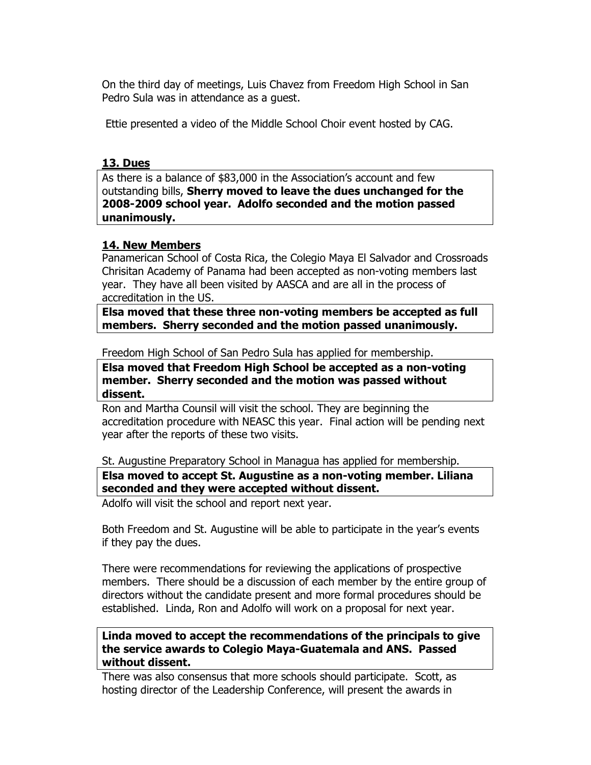On the third day of meetings, Luis Chavez from Freedom High School in San Pedro Sula was in attendance as a guest.

Ettie presented a video of the Middle School Choir event hosted by CAG.

## 13. Dues

As there is a balance of $83,000 in the Association's account and few outstanding bills, **Sherry moved to leave the dues unchanged for the 2008-2009 school year. Adolfo seconded and the motion passed unanimously.**

## 14. New Members

Panamerican School of Costa Rica, the Colegio Maya El Salvador and Crossroads Chrisitan Academy of Panama had been accepted as non-voting members last year. They have all been visited by AASCA and are all in the process of accreditation in the US.

**Elsa moved that these three non-voting members be accepted as full members. Sherry seconded and the motion passed unanimously.**

Freedom High School of San Pedro Sula has applied for membership.

**Elsa moved that Freedom High School be accepted as a non-voting member. Sherry seconded and the motion was passed without dissent.**

Ron and Martha Counsil will visit the school. They are beginning the accreditation procedure with NEASC this year. Final action will be pending next year after the reports of these two visits.

St. Augustine Preparatory School in Managua has applied for membership.

**Elsa moved to accept St. Augustine as a non-voting member. Liliana seconded and they were accepted without dissent.**

Adolfo will visit the school and report next year.

Both Freedom and St. Augustine will be able to participate in the year's events if they pay the dues.

There were recommendations for reviewing the applications of prospective members. There should be a discussion of each member by the entire group of directors without the candidate present and more formal procedures should be established. Linda, Ron and Adolfo will work on a proposal for next year.

**Linda moved to accept the recommendations of the principals to give the service awards to Colegio Maya-Guatemala and ANS. Passed without dissent.**

There was also consensus that more schools should participate. Scott, as hosting director of the Leadership Conference, will present the awards in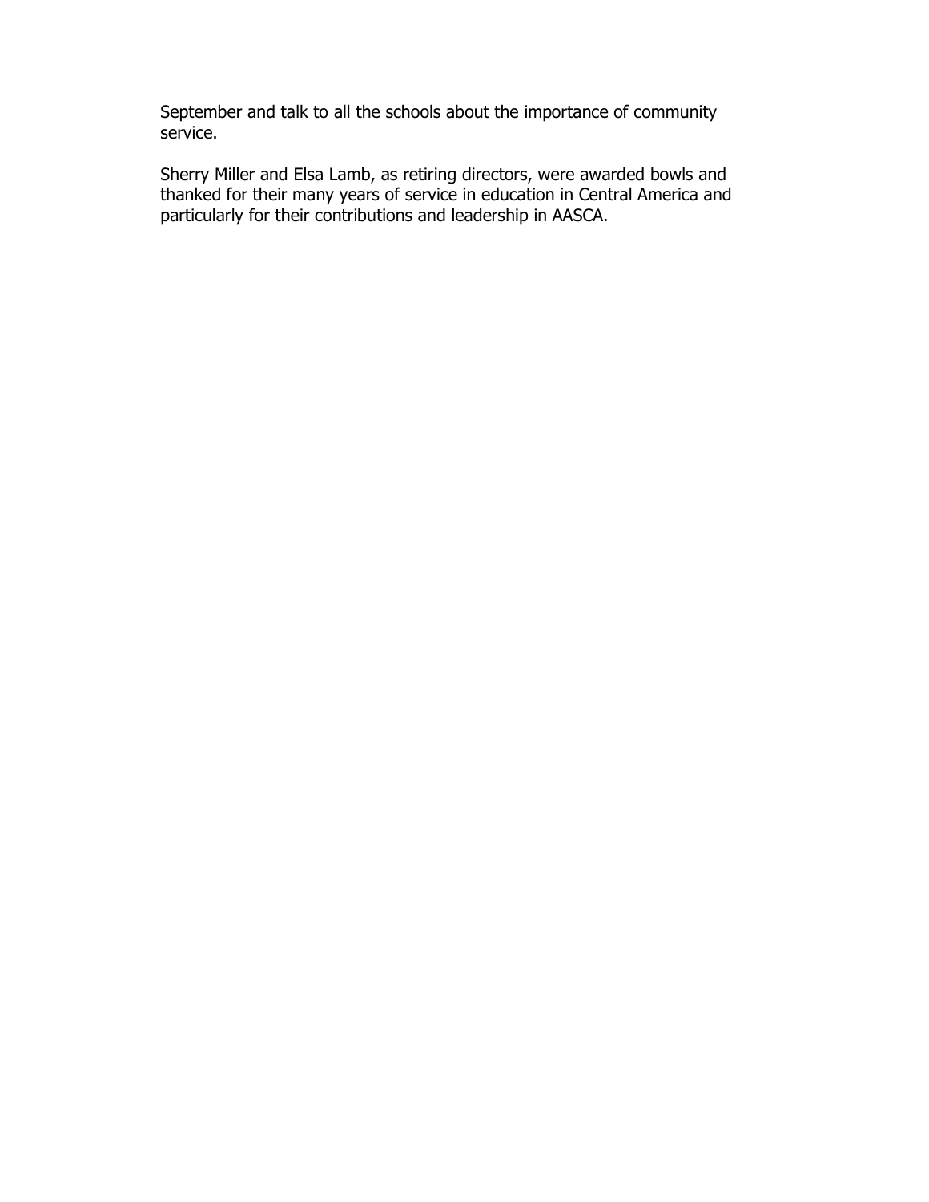September and talk to all the schools about the importance of community service.

Sherry Miller and Elsa Lamb, as retiring directors, were awarded bowls and thanked for their many years of service in education in Central America and particularly for their contributions and leadership in AASCA.